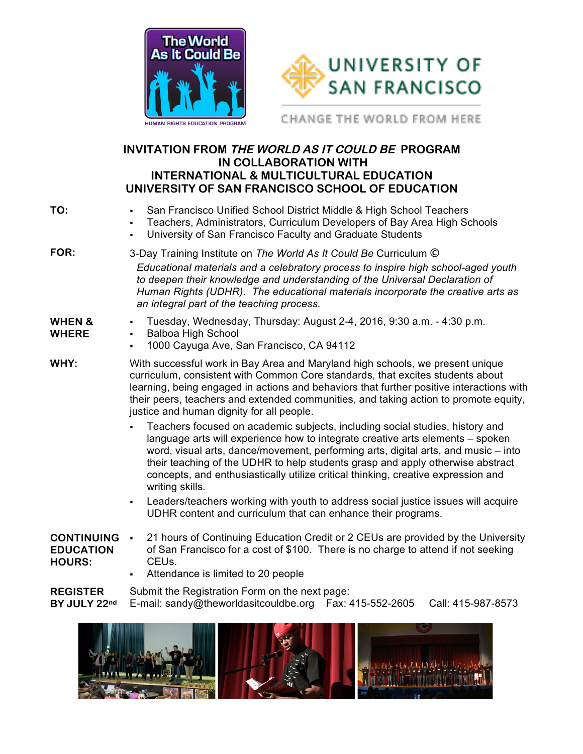The World As It Could Be

HUMAN RIGHTS EDUCATION PROGRAM

UNIVERSITY OF SAN FRANCISCO

CHANGE THE WORLD FROM HERE

## INVITATION FROM *THE WORLD AS IT COULD BE* PROGRAM IN COLLABORATION WITH INTERNATIONAL & MULTICULTURAL EDUCATION UNIVERSITY OF SAN FRANCISCO SCHOOL OF EDUCATION

**TO:**

- San Francisco Unified School District Middle & High School Teachers
- Teachers, Administrators, Curriculum Developers of Bay Area High Schools
- University of San Francisco Faculty and Graduate Students

**FOR:**

3-Day Training Institute on *The World As It Could Be* Curriculum ©

*Educational materials and a celebratory process to inspire high school-aged youth to deepen their knowledge and understanding of the Universal Declaration of Human Rights (UDHR). The educational materials incorporate the creative arts as an integral part of the teaching process.*

**WHEN & WHERE**

- Tuesday, Wednesday, Thursday: August 2-4, 2016, 9:30 a.m. - 4:30 p.m.
- Balboa High School
- 1000 Cayuga Ave, San Francisco, CA 94112

**WHY:**

With successful work in Bay Area and Maryland high schools, we present unique curriculum, consistent with Common Core standards, that excites students about learning, being engaged in actions and behaviors that further positive interactions with their peers, teachers and extended communities, and taking action to promote equity, justice and human dignity for all people.

- Teachers focused on academic subjects, including social studies, history and language arts will experience how to integrate creative arts elements – spoken word, visual arts, dance/movement, performing arts, digital arts, and music – into their teaching of the UDHR to help students grasp and apply otherwise abstract concepts, and enthusiastically utilize critical thinking, creative expression and writing skills.
- Leaders/teachers working with youth to address social justice issues will acquire UDHR content and curriculum that can enhance their programs.

**CONTINUING EDUCATION HOURS:**

- 21 hours of Continuing Education Credit or 2 CEUs are provided by the University of San Francisco for a cost of $100. There is no charge to attend if not seeking CEUs.
- Attendance is limited to 20 people

**REGISTER BY JULY 22nd**

Submit the Registration Form on the next page:
E-mail: sandy@theworldasitcouldbe.org Fax: 415-552-2605 Call: 415-987-8573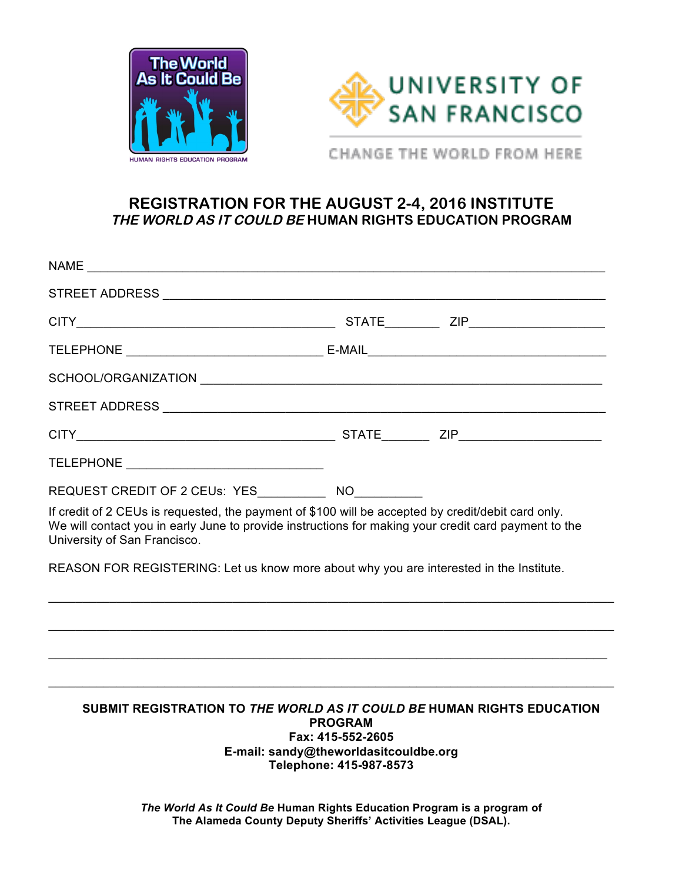The World As It Could Be

HUMAN RIGHTS EDUCATION PROGRAM

UNIVERSITY OF SAN FRANCISCO

CHANGE THE WORLD FROM HERE

## REGISTRATION FOR THE AUGUST 2-4, 2016 INSTITUTE

### *THE WORLD AS IT COULD BE* HUMAN RIGHTS EDUCATION PROGRAM

NAME ______________________________________________________________________

STREET ADDRESS _____________________________________________________________

CITY____________________________________ STATE________ ZIP___________________

TELEPHONE ____________________________ E-MAIL__________________________________

SCHOOL/ORGANIZATION ______________________________________________________

STREET ADDRESS _____________________________________________________________

CITY____________________________________ STATE_______ ZIP____________________

TELEPHONE ____________________________

REQUEST CREDIT OF 2 CEUs: YES__________ NO__________

If credit of 2 CEUs is requested, the payment of $100 will be accepted by credit/debit card only. We will contact you in early June to provide instructions for making your credit card payment to the University of San Francisco.

REASON FOR REGISTERING: Let us know more about why you are interested in the Institute.

_____________________________________________________________________________

_____________________________________________________________________________

_____________________________________________________________________________

_____________________________________________________________________________

**SUBMIT REGISTRATION TO *THE WORLD AS IT COULD BE* HUMAN RIGHTS EDUCATION PROGRAM**
**Fax: 415-552-2605**
**E-mail: sandy@theworldasitcouldbe.org**
**Telephone: 415-987-8573**

***The World As It Could Be* Human Rights Education Program is a program of The Alameda County Deputy Sheriffs' Activities League (DSAL).**